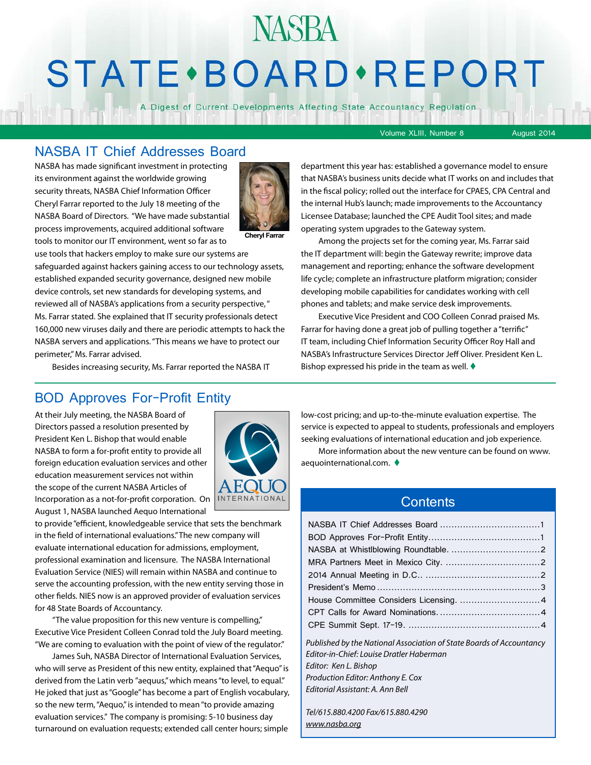# NASBA STATE • BOARD • REPORT

A Digest of Current Developments Affecting State Accountancy Regulation

Volume XLIII, Number 8 — August 2014

## NASBA IT Chief Addresses Board

NASBA has made significant investment in protecting its environment against the worldwide growing security threats, NASBA Chief Information Officer Cheryl Farrar reported to the July 18 meeting of the NASBA Board of Directors. "We have made substantial process improvements, acquired additional software tools to monitor our IT environment, went so far as to use tools that hackers employ to make sure our systems are safeguarded against hackers gaining access to our technology assets, established expanded security governance, designed new mobile device controls, set new standards for developing systems, and reviewed all of NASBA's applications from a security perspective," Ms. Farrar stated. She explained that IT security professionals detect 160,000 new viruses daily and there are periodic attempts to hack the NASBA servers and applications. "This means we have to protect our perimeter," Ms. Farrar advised.

Cheryl Farrar

Besides increasing security, Ms. Farrar reported the NASBA IT department this year has: established a governance model to ensure that NASBA's business units decide what IT works on and includes that in the fiscal policy; rolled out the interface for CPAES, CPA Central and the internal Hub's launch; made improvements to the Accountancy Licensee Database; launched the CPE Audit Tool sites; and made operating system upgrades to the Gateway system.

Among the projects set for the coming year, Ms. Farrar said the IT department will: begin the Gateway rewrite; improve data management and reporting; enhance the software development life cycle; complete an infrastructure platform migration; consider developing mobile capabilities for candidates working with cell phones and tablets; and make service desk improvements.

Executive Vice President and COO Colleen Conrad praised Ms. Farrar for having done a great job of pulling together a "terrific" IT team, including Chief Information Security Officer Roy Hall and NASBA's Infrastructure Services Director Jeff Oliver. President Ken L. Bishop expressed his pride in the team as well. ♦

## BOD Approves For-Profit Entity

At their July meeting, the NASBA Board of Directors passed a resolution presented by President Ken L. Bishop that would enable NASBA to form a for-profit entity to provide all foreign education evaluation services and other education measurement services not within the scope of the current NASBA Articles of Incorporation as a not-for-profit corporation. On August 1, NASBA launched Aequo International to provide "efficient, knowledgeable service that sets the benchmark in the field of international evaluations." The new company will evaluate international education for admissions, employment, professional examination and licensure. The NASBA International Evaluation Service (NIES) will remain within NASBA and continue to serve the accounting profession, with the new entity serving those in other fields. NIES now is an approved provider of evaluation services for 48 State Boards of Accountancy.

"The value proposition for this new venture is compelling," Executive Vice President Colleen Conrad told the July Board meeting. "We are coming to evaluation with the point of view of the regulator."

James Suh, NASBA Director of International Evaluation Services, who will serve as President of this new entity, explained that "Aequo" is derived from the Latin verb "aequus," which means "to level, to equal." He joked that just as "Google" has become a part of English vocabulary, so the new term, "Aequo," is intended to mean "to provide amazing evaluation services." The company is promising: 5-10 business day turnaround on evaluation requests; extended call center hours; simple low-cost pricing; and up-to-the-minute evaluation expertise. The service is expected to appeal to students, professionals and employers seeking evaluations of international education and job experience.

More information about the new venture can be found on www.aequointernational.com. ♦

## Contents

- NASBA IT Chief Addresses Board .................................. 1
- BOD Approves For-Profit Entity ...................................... 1
- NASBA at Whistlblowing Roundtable. .............................. 2
- MRA Partners Meet in Mexico City. ................................ 2
- 2014 Annual Meeting in D.C.. ........................................ 2
- President's Memo ........................................................ 3
- House Committee Considers Licensing. ............................ 4
- CPT Calls for Award Nominations. .................................. 4
- CPE Summit Sept. 17-19. ............................................. 4

*Published by the National Association of State Boards of Accountancy*
*Editor-in-Chief: Louise Dratler Haberman*
*Editor: Ken L. Bishop*
*Production Editor: Anthony E. Cox*
*Editorial Assistant: A. Ann Bell*

*Tel/615.880.4200 Fax/615.880.4290*
*www.nasba.org*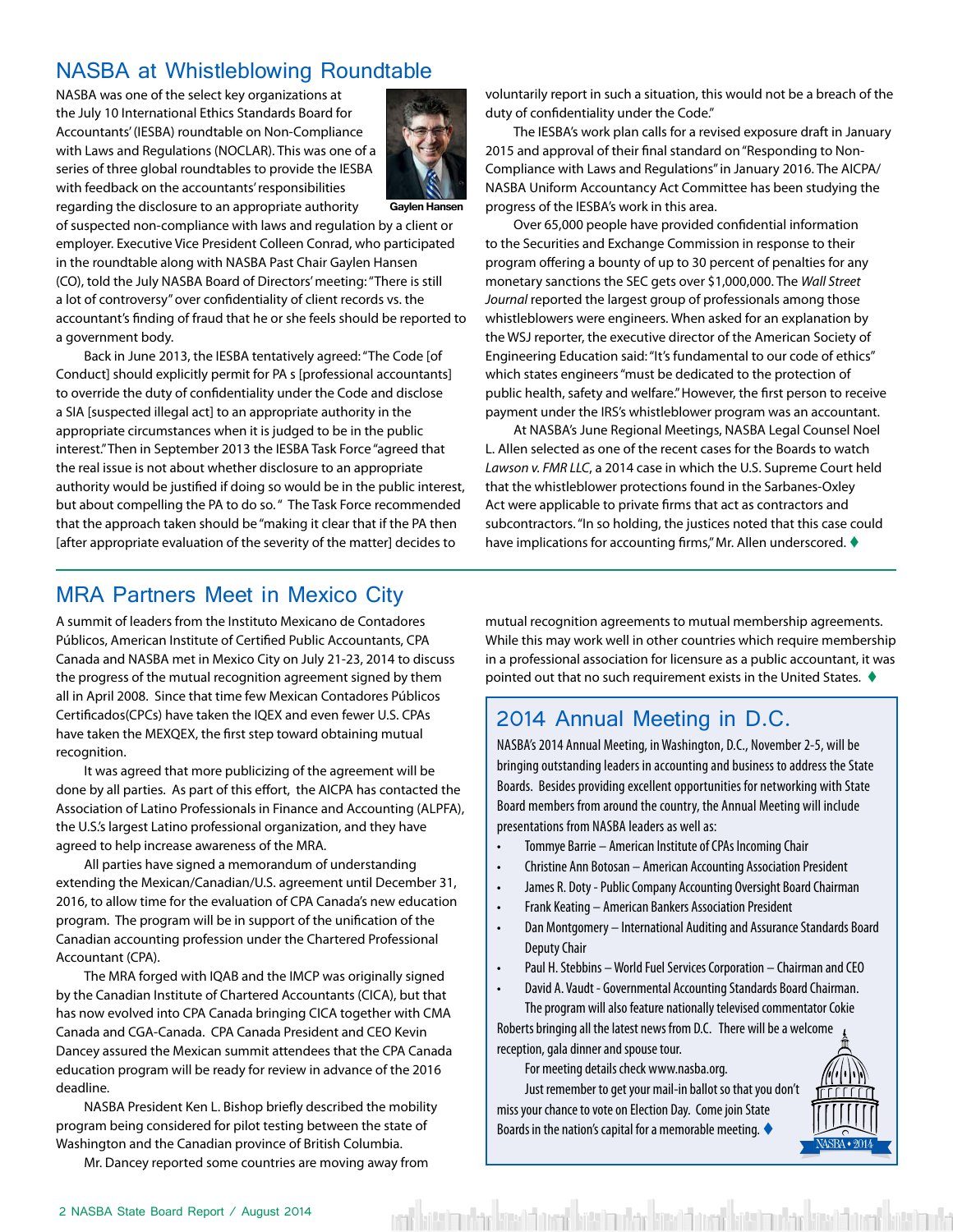## NASBA at Whistleblowing Roundtable

Gaylen Hansen

NASBA was one of the select key organizations at the July 10 International Ethics Standards Board for Accountants' (IESBA) roundtable on Non-Compliance with Laws and Regulations (NOCLAR). This was one of a series of three global roundtables to provide the IESBA with feedback on the accountants' responsibilities regarding the disclosure to an appropriate authority of suspected non-compliance with laws and regulation by a client or employer. Executive Vice President Colleen Conrad, who participated in the roundtable along with NASBA Past Chair Gaylen Hansen (CO), told the July NASBA Board of Directors' meeting: "There is still a lot of controversy" over confidentiality of client records vs. the accountant's finding of fraud that he or she feels should be reported to a government body.

Back in June 2013, the IESBA tentatively agreed: "The Code [of Conduct] should explicitly permit for PA s [professional accountants] to override the duty of confidentiality under the Code and disclose a SIA [suspected illegal act] to an appropriate authority in the appropriate circumstances when it is judged to be in the public interest." Then in September 2013 the IESBA Task Force "agreed that the real issue is not about whether disclosure to an appropriate authority would be justified if doing so would be in the public interest, but about compelling the PA to do so." The Task Force recommended that the approach taken should be "making it clear that if the PA then [after appropriate evaluation of the severity of the matter] decides to voluntarily report in such a situation, this would not be a breach of the duty of confidentiality under the Code."

The IESBA's work plan calls for a revised exposure draft in January 2015 and approval of their final standard on "Responding to Non-Compliance with Laws and Regulations" in January 2016. The AICPA/NASBA Uniform Accountancy Act Committee has been studying the progress of the IESBA's work in this area.

Over 65,000 people have provided confidential information to the Securities and Exchange Commission in response to their program offering a bounty of up to 30 percent of penalties for any monetary sanctions the SEC gets over $1,000,000. The *Wall Street Journal* reported the largest group of professionals among those whistleblowers were engineers. When asked for an explanation by the WSJ reporter, the executive director of the American Society of Engineering Education said: "It's fundamental to our code of ethics" which states engineers "must be dedicated to the protection of public health, safety and welfare." However, the first person to receive payment under the IRS's whistleblower program was an accountant.

At NASBA's June Regional Meetings, NASBA Legal Counsel Noel L. Allen selected as one of the recent cases for the Boards to watch *Lawson v. FMR LLC*, a 2014 case in which the U.S. Supreme Court held that the whistleblower protections found in the Sarbanes-Oxley Act were applicable to private firms that act as contractors and subcontractors. "In so holding, the justices noted that this case could have implications for accounting firms," Mr. Allen underscored. ♦

## MRA Partners Meet in Mexico City

A summit of leaders from the Instituto Mexicano de Contadores Públicos, American Institute of Certified Public Accountants, CPA Canada and NASBA met in Mexico City on July 21-23, 2014 to discuss the progress of the mutual recognition agreement signed by them all in April 2008. Since that time few Mexican Contadores Públicos Certificados(CPCs) have taken the IQEX and even fewer U.S. CPAs have taken the MEXQEX, the first step toward obtaining mutual recognition.

It was agreed that more publicizing of the agreement will be done by all parties. As part of this effort, the AICPA has contacted the Association of Latino Professionals in Finance and Accounting (ALPFA), the U.S.'s largest Latino professional organization, and they have agreed to help increase awareness of the MRA.

All parties have signed a memorandum of understanding extending the Mexican/Canadian/U.S. agreement until December 31, 2016, to allow time for the evaluation of CPA Canada's new education program. The program will be in support of the unification of the Canadian accounting profession under the Chartered Professional Accountant (CPA).

The MRA forged with IQAB and the IMCP was originally signed by the Canadian Institute of Chartered Accountants (CICA), but that has now evolved into CPA Canada bringing CICA together with CMA Canada and CGA-Canada. CPA Canada President and CEO Kevin Dancey assured the Mexican summit attendees that the CPA Canada education program will be ready for review in advance of the 2016 deadline.

NASBA President Ken L. Bishop briefly described the mobility program being considered for pilot testing between the state of Washington and the Canadian province of British Columbia.

Mr. Dancey reported some countries are moving away from mutual recognition agreements to mutual membership agreements. While this may work well in other countries which require membership in a professional association for licensure as a public accountant, it was pointed out that no such requirement exists in the United States. ♦

## 2014 Annual Meeting in D.C.

NASBA's 2014 Annual Meeting, in Washington, D.C., November 2-5, will be bringing outstanding leaders in accounting and business to address the State Boards. Besides providing excellent opportunities for networking with State Board members from around the country, the Annual Meeting will include presentations from NASBA leaders as well as:

- Tommye Barrie – American Institute of CPAs Incoming Chair
- Christine Ann Botosan – American Accounting Association President
- James R. Doty - Public Company Accounting Oversight Board Chairman
- Frank Keating – American Bankers Association President
- Dan Montgomery – International Auditing and Assurance Standards Board Deputy Chair
- Paul H. Stebbins – World Fuel Services Corporation – Chairman and CEO
- David A. Vaudt - Governmental Accounting Standards Board Chairman.

The program will also feature nationally televised commentator Cokie Roberts bringing all the latest news from D.C. There will be a welcome reception, gala dinner and spouse tour.

For meeting details check www.nasba.org.

Just remember to get your mail-in ballot so that you don't miss your chance to vote on Election Day. Come join State Boards in the nation's capital for a memorable meeting. ♦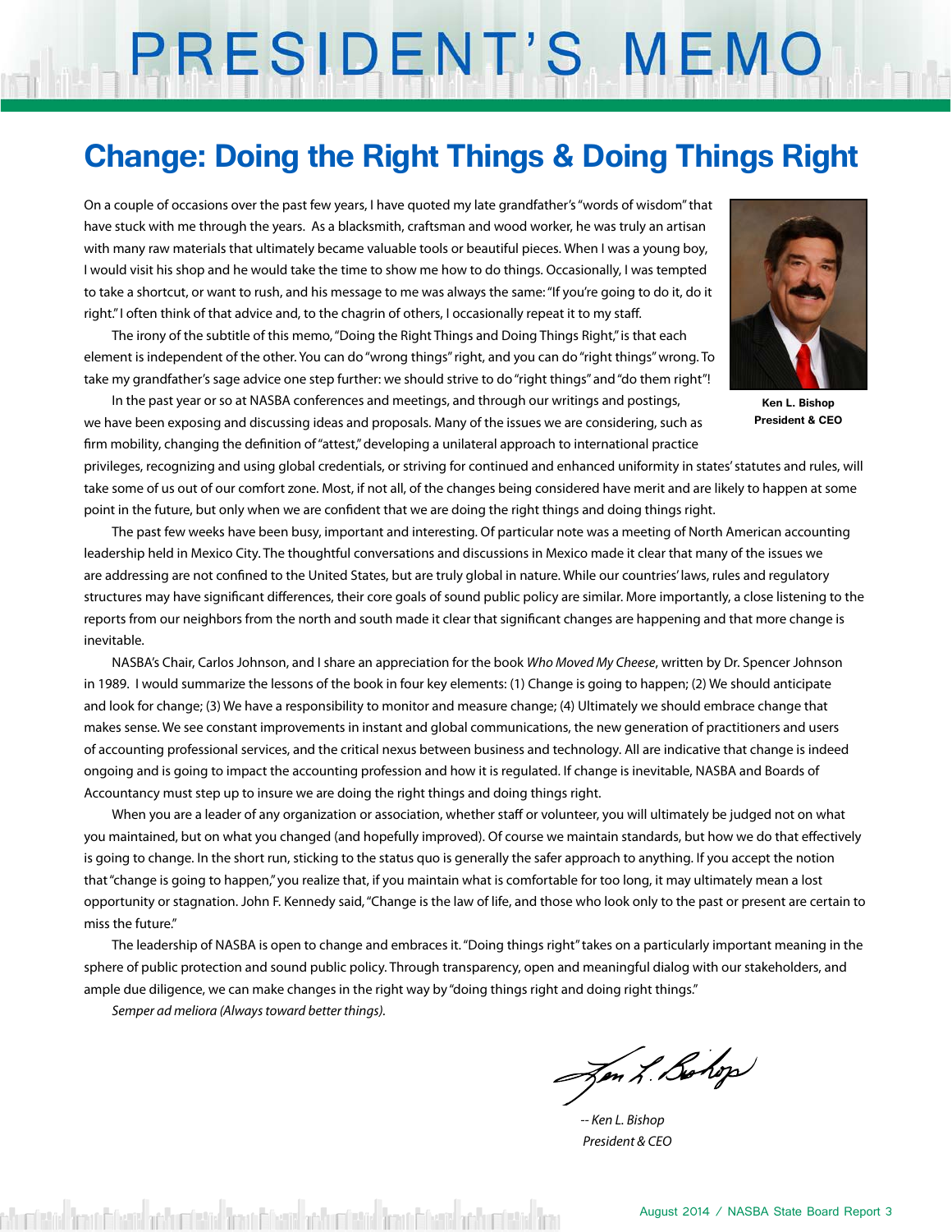# PRESIDENT'S MEMO

## Change: Doing the Right Things & Doing Things Right

On a couple of occasions over the past few years, I have quoted my late grandfather's "words of wisdom" that have stuck with me through the years. As a blacksmith, craftsman and wood worker, he was truly an artisan with many raw materials that ultimately became valuable tools or beautiful pieces. When I was a young boy, I would visit his shop and he would take the time to show me how to do things. Occasionally, I was tempted to take a shortcut, or want to rush, and his message to me was always the same: "If you're going to do it, do it right." I often think of that advice and, to the chagrin of others, I occasionally repeat it to my staff.

The irony of the subtitle of this memo, "Doing the Right Things and Doing Things Right," is that each element is independent of the other. You can do "wrong things" right, and you can do "right things" wrong. To take my grandfather's sage advice one step further: we should strive to do "right things" and "do them right"!

**Ken L. Bishop**
**President & CEO**

In the past year or so at NASBA conferences and meetings, and through our writings and postings, we have been exposing and discussing ideas and proposals. Many of the issues we are considering, such as firm mobility, changing the definition of "attest," developing a unilateral approach to international practice privileges, recognizing and using global credentials, or striving for continued and enhanced uniformity in states' statutes and rules, will take some of us out of our comfort zone. Most, if not all, of the changes being considered have merit and are likely to happen at some point in the future, but only when we are confident that we are doing the right things and doing things right.

The past few weeks have been busy, important and interesting. Of particular note was a meeting of North American accounting leadership held in Mexico City. The thoughtful conversations and discussions in Mexico made it clear that many of the issues we are addressing are not confined to the United States, but are truly global in nature. While our countries' laws, rules and regulatory structures may have significant differences, their core goals of sound public policy are similar. More importantly, a close listening to the reports from our neighbors from the north and south made it clear that significant changes are happening and that more change is inevitable.

NASBA's Chair, Carlos Johnson, and I share an appreciation for the book *Who Moved My Cheese*, written by Dr. Spencer Johnson in 1989. I would summarize the lessons of the book in four key elements: (1) Change is going to happen; (2) We should anticipate and look for change; (3) We have a responsibility to monitor and measure change; (4) Ultimately we should embrace change that makes sense. We see constant improvements in instant and global communications, the new generation of practitioners and users of accounting professional services, and the critical nexus between business and technology. All are indicative that change is indeed ongoing and is going to impact the accounting profession and how it is regulated. If change is inevitable, NASBA and Boards of Accountancy must step up to insure we are doing the right things and doing things right.

When you are a leader of any organization or association, whether staff or volunteer, you will ultimately be judged not on what you maintained, but on what you changed (and hopefully improved). Of course we maintain standards, but how we do that effectively is going to change. In the short run, sticking to the status quo is generally the safer approach to anything. If you accept the notion that "change is going to happen," you realize that, if you maintain what is comfortable for too long, it may ultimately mean a lost opportunity or stagnation. John F. Kennedy said, "Change is the law of life, and those who look only to the past or present are certain to miss the future."

The leadership of NASBA is open to change and embraces it. "Doing things right" takes on a particularly important meaning in the sphere of public protection and sound public policy. Through transparency, open and meaningful dialog with our stakeholders, and ample due diligence, we can make changes in the right way by "doing things right and doing right things."

*Semper ad meliora (Always toward better things).*

*-- Ken L. Bishop*
*President & CEO*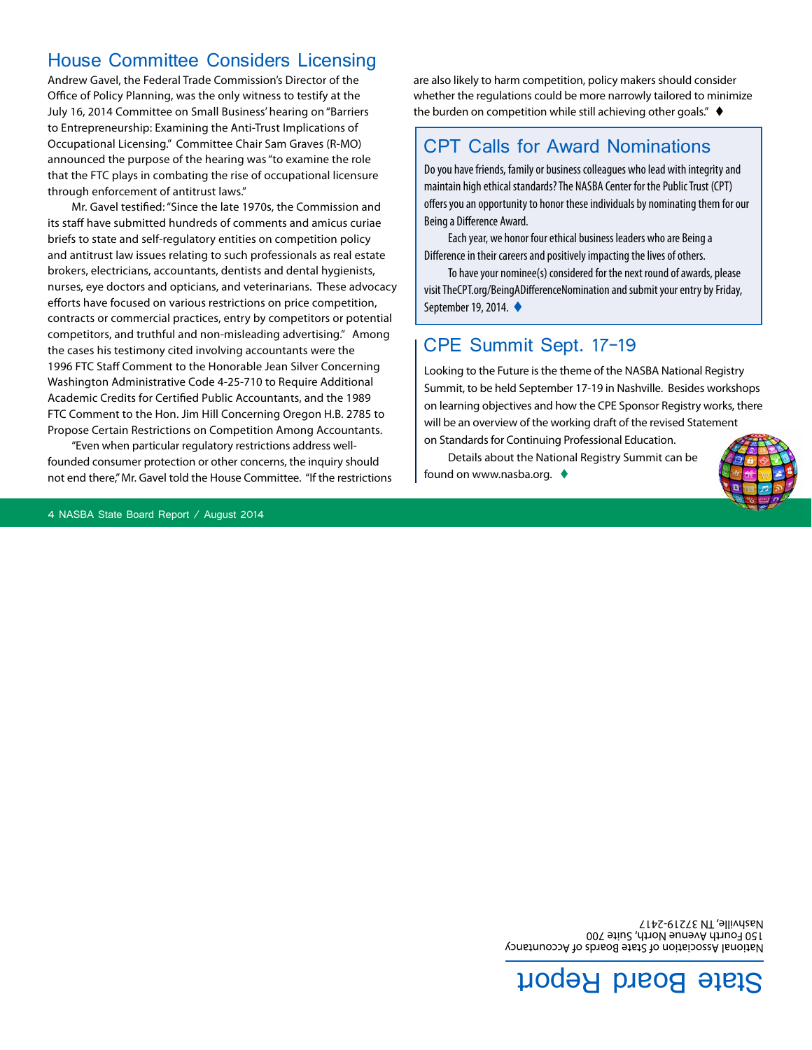## House Committee Considers Licensing

Andrew Gavel, the Federal Trade Commission's Director of the Office of Policy Planning, was the only witness to testify at the July 16, 2014 Committee on Small Business' hearing on "Barriers to Entrepreneurship: Examining the Anti-Trust Implications of Occupational Licensing." Committee Chair Sam Graves (R-MO) announced the purpose of the hearing was "to examine the role that the FTC plays in combating the rise of occupational licensure through enforcement of antitrust laws."

Mr. Gavel testified: "Since the late 1970s, the Commission and its staff have submitted hundreds of comments and amicus curiae briefs to state and self-regulatory entities on competition policy and antitrust law issues relating to such professionals as real estate brokers, electricians, accountants, dentists and dental hygienists, nurses, eye doctors and opticians, and veterinarians. These advocacy efforts have focused on various restrictions on price competition, contracts or commercial practices, entry by competitors or potential competitors, and truthful and non-misleading advertising." Among the cases his testimony cited involving accountants were the 1996 FTC Staff Comment to the Honorable Jean Silver Concerning Washington Administrative Code 4-25-710 to Require Additional Academic Credits for Certified Public Accountants, and the 1989 FTC Comment to the Hon. Jim Hill Concerning Oregon H.B. 2785 to Propose Certain Restrictions on Competition Among Accountants.

"Even when particular regulatory restrictions address well-founded consumer protection or other concerns, the inquiry should not end there," Mr. Gavel told the House Committee. "If the restrictions are also likely to harm competition, policy makers should consider whether the regulations could be more narrowly tailored to minimize the burden on competition while still achieving other goals." ♦

## CPT Calls for Award Nominations

Do you have friends, family or business colleagues who lead with integrity and maintain high ethical standards? The NASBA Center for the Public Trust (CPT) offers you an opportunity to honor these individuals by nominating them for our Being a Difference Award.

Each year, we honor four ethical business leaders who are Being a Difference in their careers and positively impacting the lives of others.

To have your nominee(s) considered for the next round of awards, please visit TheCPT.org/BeingADifferenceNomination and submit your entry by Friday, September 19, 2014. ♦

## CPE Summit Sept. 17-19

Looking to the Future is the theme of the NASBA National Registry Summit, to be held September 17-19 in Nashville. Besides workshops on learning objectives and how the CPE Sponsor Registry works, there will be an overview of the working draft of the revised Statement on Standards for Continuing Professional Education.

Details about the National Registry Summit can be found on www.nasba.org. ♦

State Board Report

National Association of State Boards of Accountancy
150 Fourth Avenue North, Suite 700
Nashville, TN 37219-2417